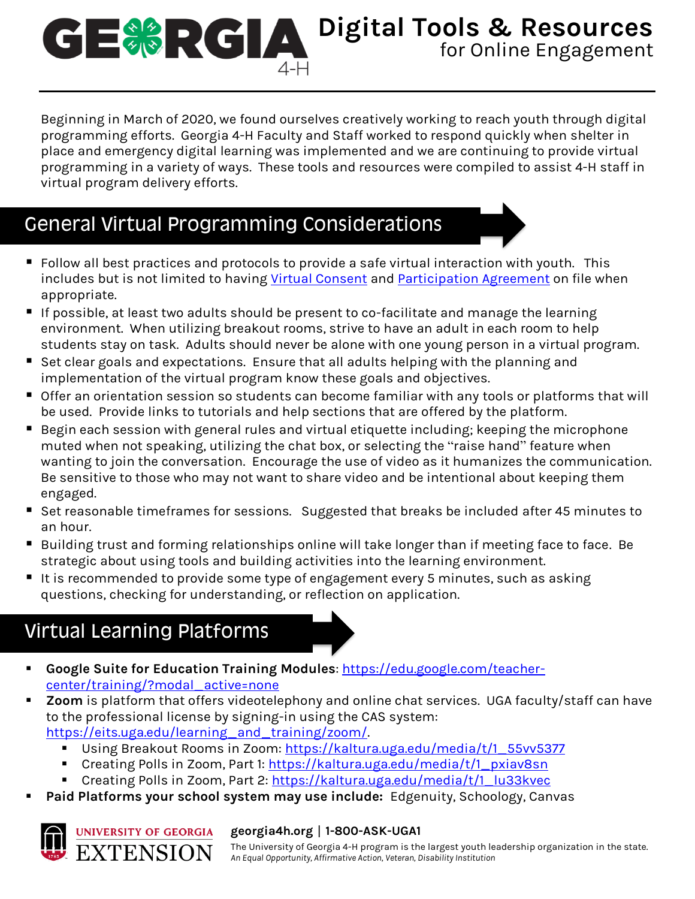# GEORGIA 4-H Digital Tools & Resources for Online Engagement

Beginning in March of 2020, we found ourselves creatively working to reach youth through digital programming efforts. Georgia 4-H Faculty and Staff worked to respond quickly when shelter in place and emergency digital learning was implemented and we are continuing to provide virtual programming in a variety of ways. These tools and resources were compiled to assist 4-H staff in virtual program delivery efforts.

## General Virtual Programming Considerations

- Follow all best practices and protocols to provide a safe virtual interaction with youth. This includes but is not limited to having Virtual Consent and Participation Agreement on file when appropriate.
- If possible, at least two adults should be present to co-facilitate and manage the learning environment. When utilizing breakout rooms, strive to have an adult in each room to help students stay on task. Adults should never be alone with one young person in a virtual program.
- Set clear goals and expectations. Ensure that all adults helping with the planning and implementation of the virtual program know these goals and objectives.
- Offer an orientation session so students can become familiar with any tools or platforms that will be used. Provide links to tutorials and help sections that are offered by the platform.
- Begin each session with general rules and virtual etiquette including; keeping the microphone muted when not speaking, utilizing the chat box, or selecting the "raise hand" feature when wanting to join the conversation. Encourage the use of video as it humanizes the communication. Be sensitive to those who may not want to share video and be intentional about keeping them engaged.
- Set reasonable timeframes for sessions. Suggested that breaks be included after 45 minutes to an hour.
- Building trust and forming relationships online will take longer than if meeting face to face. Be strategic about using tools and building activities into the learning environment.
- It is recommended to provide some type of engagement every 5 minutes, such as asking questions, checking for understanding, or reflection on application.

## Virtual Learning Platforms

- **Google Suite for Education Training Modules**: https://edu.google.com/teacher-center/training/?modal_active=none
- **Zoom** is platform that offers videotelephony and online chat services. UGA faculty/staff can have to the professional license by signing-in using the CAS system: https://eits.uga.edu/learning_and_training/zoom/.
  - Using Breakout Rooms in Zoom: https://kaltura.uga.edu/media/t/1_55vv5377
  - Creating Polls in Zoom, Part 1: https://kaltura.uga.edu/media/t/1_pxiav8sn
  - Creating Polls in Zoom, Part 2: https://kaltura.uga.edu/media/t/1_lu33kvec
- **Paid Platforms your school system may use include:** Edgenuity, Schoology, Canvas

UNIVERSITY OF GEORGIA EXTENSION

**georgia4h.org | 1-800-ASK-UGA1**

The University of Georgia 4-H program is the largest youth leadership organization in the state.

*An Equal Opportunity, Affirmative Action, Veteran, Disability Institution*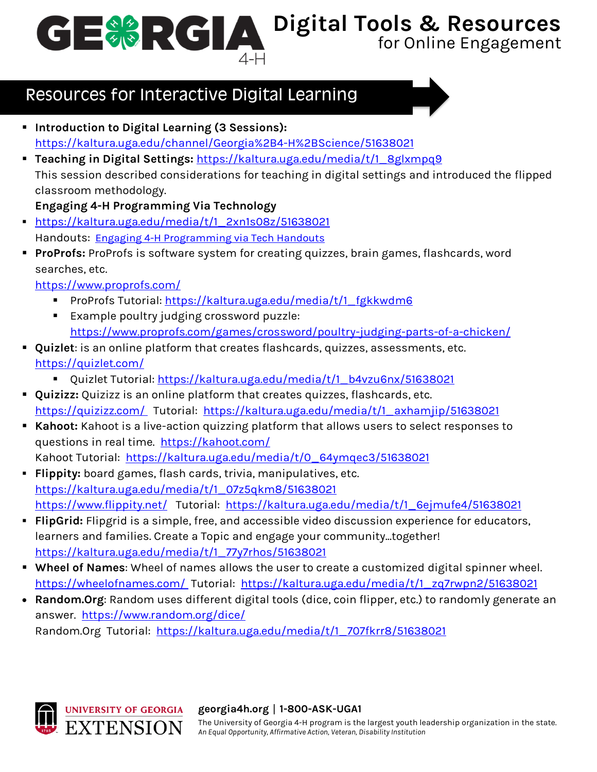# Digital Tools & Resources for Online Engagement

## Resources for Interactive Digital Learning

- **Introduction to Digital Learning (3 Sessions):** https://kaltura.uga.edu/channel/Georgia%2B4-H%2BScience/51638021
- **Teaching in Digital Settings:** https://kaltura.uga.edu/media/t/1_8glxmpq9
  This session described considerations for teaching in digital settings and introduced the flipped classroom methodology.
  **Engaging 4-H Programming Via Technology**
- https://kaltura.uga.edu/media/t/1_2xn1s08z/51638021
  Handouts: Engaging 4-H Programming via Tech Handouts
- **ProProfs:** ProProfs is software system for creating quizzes, brain games, flashcards, word searches, etc.
  https://www.proprofs.com/
  - ProProfs Tutorial: https://kaltura.uga.edu/media/t/1_fgkkwdm6
  - Example poultry judging crossword puzzle: https://www.proprofs.com/games/crossword/poultry-judging-parts-of-a-chicken/
- **Quizlet**: is an online platform that creates flashcards, quizzes, assessments, etc.
  https://quizlet.com/
  - Quizlet Tutorial: https://kaltura.uga.edu/media/t/1_b4vzu6nx/51638021
- **Quizizz:** Quizizz is an online platform that creates quizzes, flashcards, etc.
  https://quizizz.com/ Tutorial: https://kaltura.uga.edu/media/t/1_axhamjip/51638021
- **Kahoot:** Kahoot is a live-action quizzing platform that allows users to select responses to questions in real time. https://kahoot.com/
  Kahoot Tutorial: https://kaltura.uga.edu/media/t/0_64ymqec3/51638021
- **Flippity:** board games, flash cards, trivia, manipulatives, etc.
  https://kaltura.uga.edu/media/t/1_07z5qkm8/51638021
  https://www.flippity.net/ Tutorial: https://kaltura.uga.edu/media/t/1_6ejmufe4/51638021
- **FlipGrid:** Flipgrid is a simple, free, and accessible video discussion experience for educators, learners and families. Create a Topic and engage your community...together!
  https://kaltura.uga.edu/media/t/1_77y7rhos/51638021
- **Wheel of Names**: Wheel of names allows the user to create a customized digital spinner wheel.
  https://wheelofnames.com/ Tutorial: https://kaltura.uga.edu/media/t/1_zq7rwpn2/51638021
- **Random.Org**: Random uses different digital tools (dice, coin flipper, etc.) to randomly generate an answer. https://www.random.org/dice/
  Random.Org Tutorial: https://kaltura.uga.edu/media/t/1_707fkrr8/51638021

UNIVERSITY OF GEORGIA EXTENSION

**georgia4h.org | 1-800-ASK-UGA1**
The University of Georgia 4-H program is the largest youth leadership organization in the state.
*An Equal Opportunity, Affirmative Action, Veteran, Disability Institution*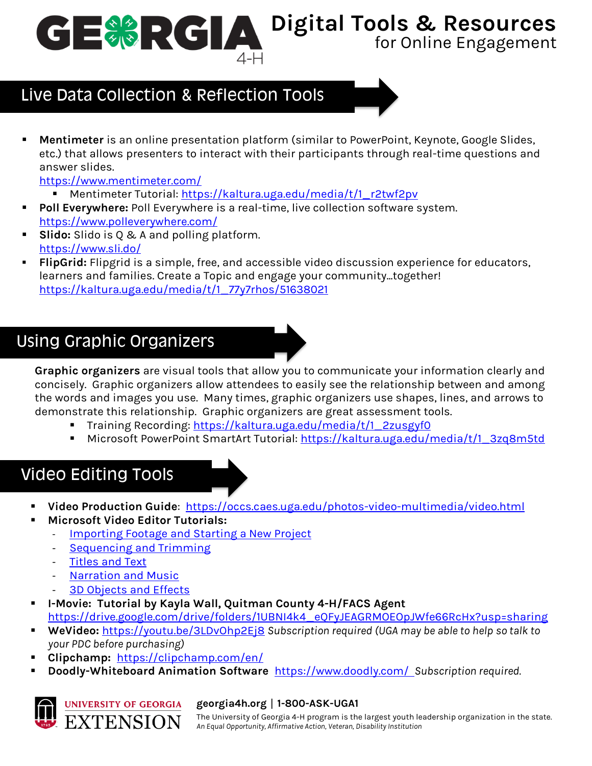# GEORGIA 4-H Digital Tools & Resources for Online Engagement

## Live Data Collection & Reflection Tools

- **Mentimeter** is an online presentation platform (similar to PowerPoint, Keynote, Google Slides, etc.) that allows presenters to interact with their participants through real-time questions and answer slides.
  https://www.mentimeter.com/
  - Mentimeter Tutorial: https://kaltura.uga.edu/media/t/1_r2twf2pv
- **Poll Everywhere:** Poll Everywhere is a real-time, live collection software system.
  https://www.polleverywhere.com/
- **Slido:** Slido is Q & A and polling platform.
  https://www.sli.do/
- **FlipGrid:** Flipgrid is a simple, free, and accessible video discussion experience for educators, learners and families. Create a Topic and engage your community…together!
  https://kaltura.uga.edu/media/t/1_77y7rhos/51638021

## Using Graphic Organizers

**Graphic organizers** are visual tools that allow you to communicate your information clearly and concisely. Graphic organizers allow attendees to easily see the relationship between and among the words and images you use. Many times, graphic organizers use shapes, lines, and arrows to demonstrate this relationship. Graphic organizers are great assessment tools.

- Training Recording: https://kaltura.uga.edu/media/t/1_2zusgyf0
- Microsoft PowerPoint SmartArt Tutorial: https://kaltura.uga.edu/media/t/1_3zq8m5td

## Video Editing Tools

- **Video Production Guide**: https://occs.caes.uga.edu/photos-video-multimedia/video.html
- **Microsoft Video Editor Tutorials:**
  - Importing Footage and Starting a New Project
  - Sequencing and Trimming
  - Titles and Text
  - Narration and Music
  - 3D Objects and Effects
- **I-Movie: Tutorial by Kayla Wall, Quitman County 4-H/FACS Agent**
  https://drive.google.com/drive/folders/1UBNI4k4_eQFyJEAGRMOEOpJWfe66RcHx?usp=sharing
- **WeVideo:** https://youtu.be/3LDvOhp2Ej8 *Subscription required (UGA may be able to help so talk to your PDC before purchasing)*
- **Clipchamp:** https://clipchamp.com/en/
- **Doodly-Whiteboard Animation Software** https://www.doodly.com/ *Subscription required.*

UNIVERSITY OF GEORGIA EXTENSION

**georgia4h.org | 1-800-ASK-UGA1**

The University of Georgia 4-H program is the largest youth leadership organization in the state.
*An Equal Opportunity, Affirmative Action, Veteran, Disability Institution*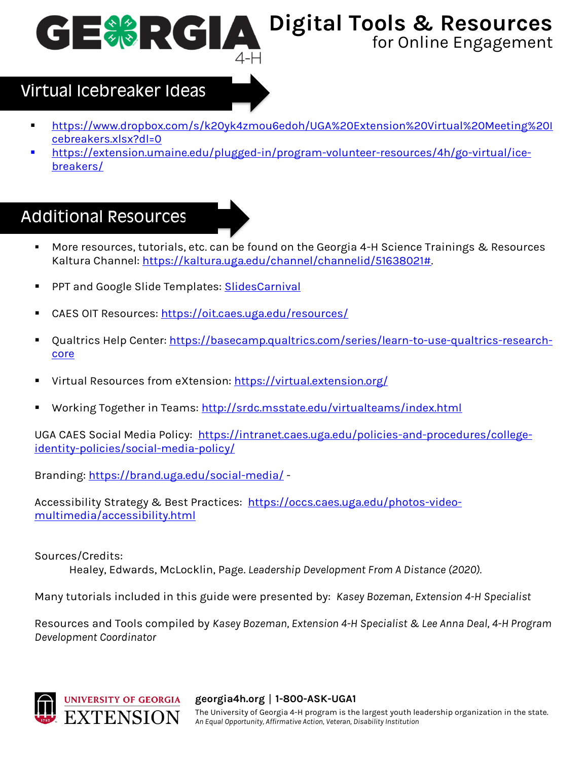# Digital Tools & Resources for Online Engagement

## Virtual Icebreaker Ideas

- https://www.dropbox.com/s/k20yk4zmou6edoh/UGA%20Extension%20Virtual%20Meeting%20Icebreakers.xlsx?dl=0
- https://extension.umaine.edu/plugged-in/program-volunteer-resources/4h/go-virtual/ice-breakers/

## Additional Resources

- More resources, tutorials, etc. can be found on the Georgia 4-H Science Trainings & Resources Kaltura Channel: https://kaltura.uga.edu/channel/channelid/51638021#.
- PPT and Google Slide Templates: SlidesCarnival
- CAES OIT Resources: https://oit.caes.uga.edu/resources/
- Qualtrics Help Center: https://basecamp.qualtrics.com/series/learn-to-use-qualtrics-research-core
- Virtual Resources from eXtension: https://virtual.extension.org/
- Working Together in Teams: http://srdc.msstate.edu/virtualteams/index.html

UGA CAES Social Media Policy: https://intranet.caes.uga.edu/policies-and-procedures/college-identity-policies/social-media-policy/

Branding: https://brand.uga.edu/social-media/ -

Accessibility Strategy & Best Practices: https://occs.caes.uga.edu/photos-video-multimedia/accessibility.html

Sources/Credits:

Healey, Edwards, McLocklin, Page. *Leadership Development From A Distance (2020).*

Many tutorials included in this guide were presented by: *Kasey Bozeman, Extension 4-H Specialist*

Resources and Tools compiled by *Kasey Bozeman, Extension 4-H Specialist & Lee Anna Deal, 4-H Program Development Coordinator*

University of Georgia Extension

**georgia4h.org | 1-800-ASK-UGA1**

The University of Georgia 4-H program is the largest youth leadership organization in the state.
*An Equal Opportunity, Affirmative Action, Veteran, Disability Institution*